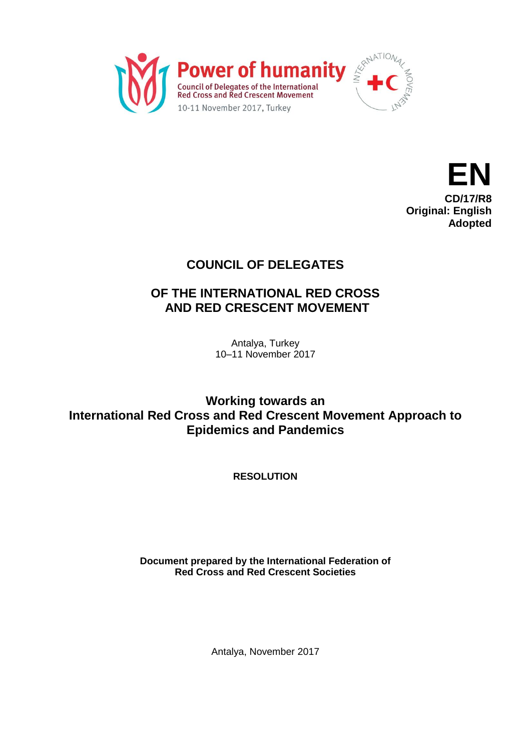Power of humanity

Council of Delegates of the International Red Cross and Red Crescent Movement

10-11 November 2017, Turkey

**EN**
**CD/17/R8**
**Original: English**
**Adopted**

# COUNCIL OF DELEGATES

# OF THE INTERNATIONAL RED CROSS AND RED CRESCENT MOVEMENT

Antalya, Turkey
10–11 November 2017

## Working towards an International Red Cross and Red Crescent Movement Approach to Epidemics and Pandemics

**RESOLUTION**

**Document prepared by the International Federation of Red Cross and Red Crescent Societies**

Antalya, November 2017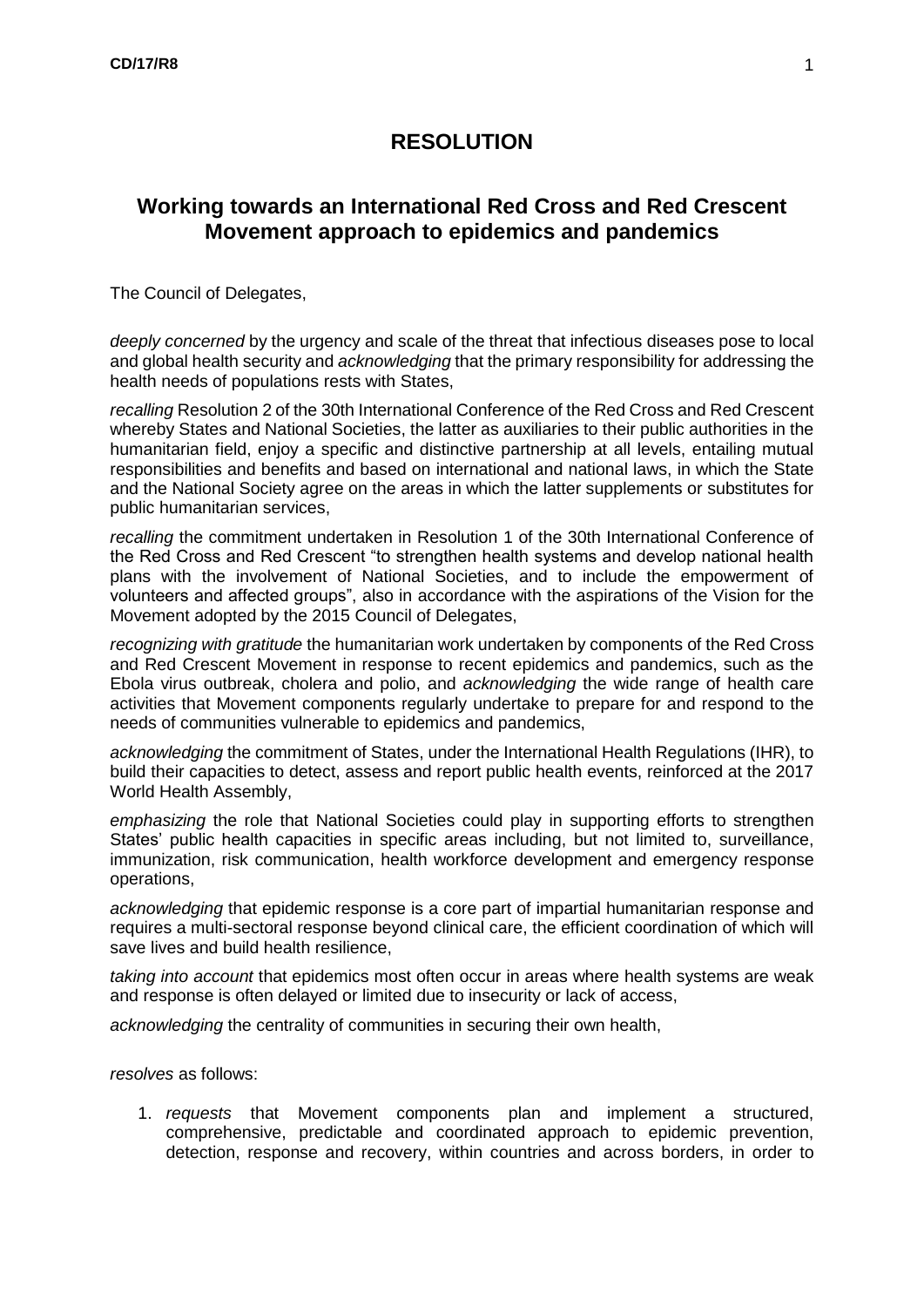# RESOLUTION

## Working towards an International Red Cross and Red Crescent Movement approach to epidemics and pandemics

The Council of Delegates,

*deeply concerned* by the urgency and scale of the threat that infectious diseases pose to local and global health security and *acknowledging* that the primary responsibility for addressing the health needs of populations rests with States,

*recalling* Resolution 2 of the 30th International Conference of the Red Cross and Red Crescent whereby States and National Societies, the latter as auxiliaries to their public authorities in the humanitarian field, enjoy a specific and distinctive partnership at all levels, entailing mutual responsibilities and benefits and based on international and national laws, in which the State and the National Society agree on the areas in which the latter supplements or substitutes for public humanitarian services,

*recalling* the commitment undertaken in Resolution 1 of the 30th International Conference of the Red Cross and Red Crescent "to strengthen health systems and develop national health plans with the involvement of National Societies, and to include the empowerment of volunteers and affected groups", also in accordance with the aspirations of the Vision for the Movement adopted by the 2015 Council of Delegates,

*recognizing with gratitude* the humanitarian work undertaken by components of the Red Cross and Red Crescent Movement in response to recent epidemics and pandemics, such as the Ebola virus outbreak, cholera and polio, and *acknowledging* the wide range of health care activities that Movement components regularly undertake to prepare for and respond to the needs of communities vulnerable to epidemics and pandemics,

*acknowledging* the commitment of States, under the International Health Regulations (IHR), to build their capacities to detect, assess and report public health events, reinforced at the 2017 World Health Assembly,

*emphasizing* the role that National Societies could play in supporting efforts to strengthen States' public health capacities in specific areas including, but not limited to, surveillance, immunization, risk communication, health workforce development and emergency response operations,

*acknowledging* that epidemic response is a core part of impartial humanitarian response and requires a multi-sectoral response beyond clinical care, the efficient coordination of which will save lives and build health resilience,

*taking into account* that epidemics most often occur in areas where health systems are weak and response is often delayed or limited due to insecurity or lack of access,

*acknowledging* the centrality of communities in securing their own health,

*resolves* as follows:

1. *requests* that Movement components plan and implement a structured, comprehensive, predictable and coordinated approach to epidemic prevention, detection, response and recovery, within countries and across borders, in order to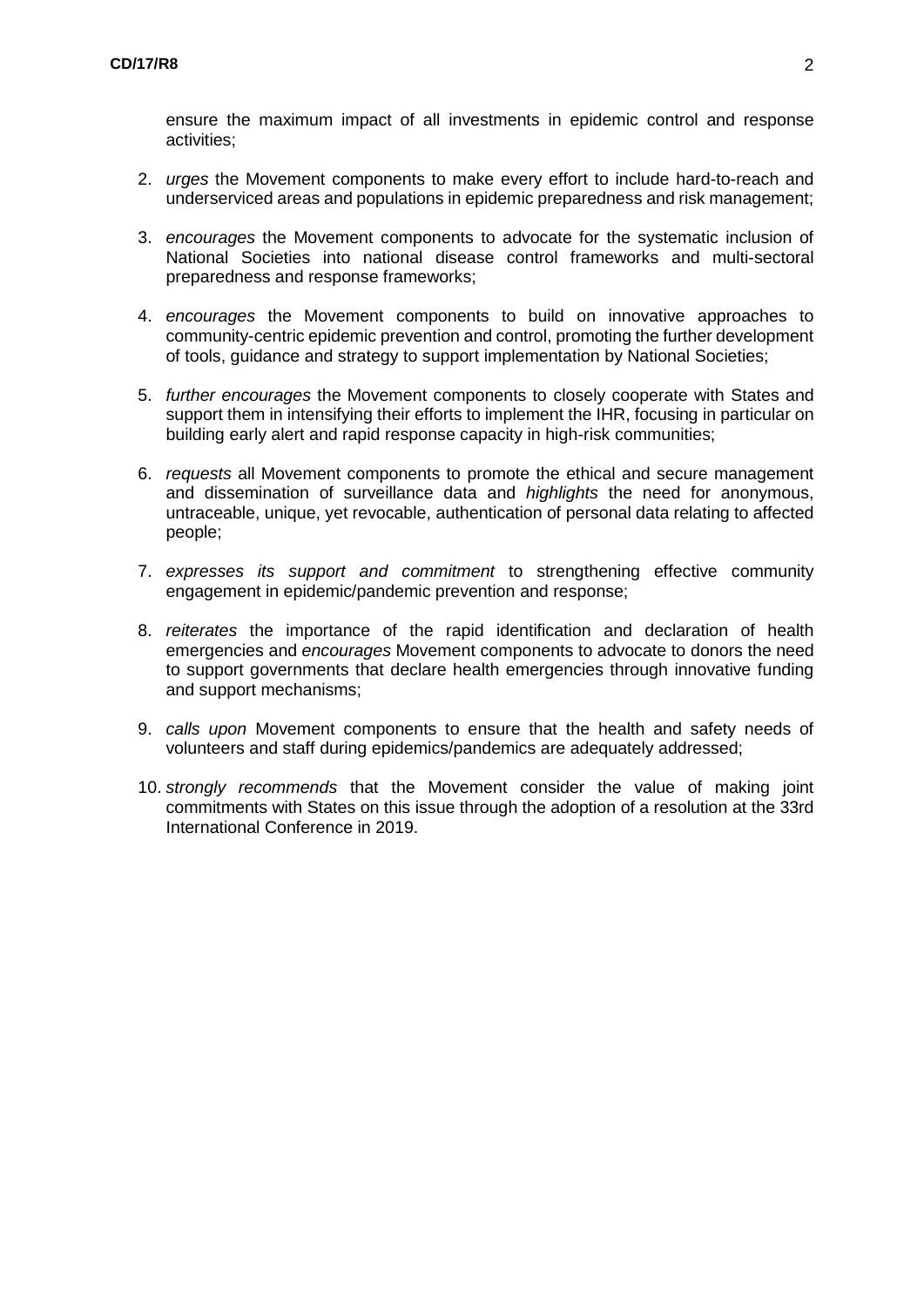ensure the maximum impact of all investments in epidemic control and response activities;

2. *urges* the Movement components to make every effort to include hard-to-reach and underserviced areas and populations in epidemic preparedness and risk management;

3. *encourages* the Movement components to advocate for the systematic inclusion of National Societies into national disease control frameworks and multi-sectoral preparedness and response frameworks;

4. *encourages* the Movement components to build on innovative approaches to community-centric epidemic prevention and control, promoting the further development of tools, guidance and strategy to support implementation by National Societies;

5. *further encourages* the Movement components to closely cooperate with States and support them in intensifying their efforts to implement the IHR, focusing in particular on building early alert and rapid response capacity in high-risk communities;

6. *requests* all Movement components to promote the ethical and secure management and dissemination of surveillance data and *highlights* the need for anonymous, untraceable, unique, yet revocable, authentication of personal data relating to affected people;

7. *expresses its support and commitment* to strengthening effective community engagement in epidemic/pandemic prevention and response;

8. *reiterates* the importance of the rapid identification and declaration of health emergencies and *encourages* Movement components to advocate to donors the need to support governments that declare health emergencies through innovative funding and support mechanisms;

9. *calls upon* Movement components to ensure that the health and safety needs of volunteers and staff during epidemics/pandemics are adequately addressed;

10. *strongly recommends* that the Movement consider the value of making joint commitments with States on this issue through the adoption of a resolution at the 33rd International Conference in 2019.